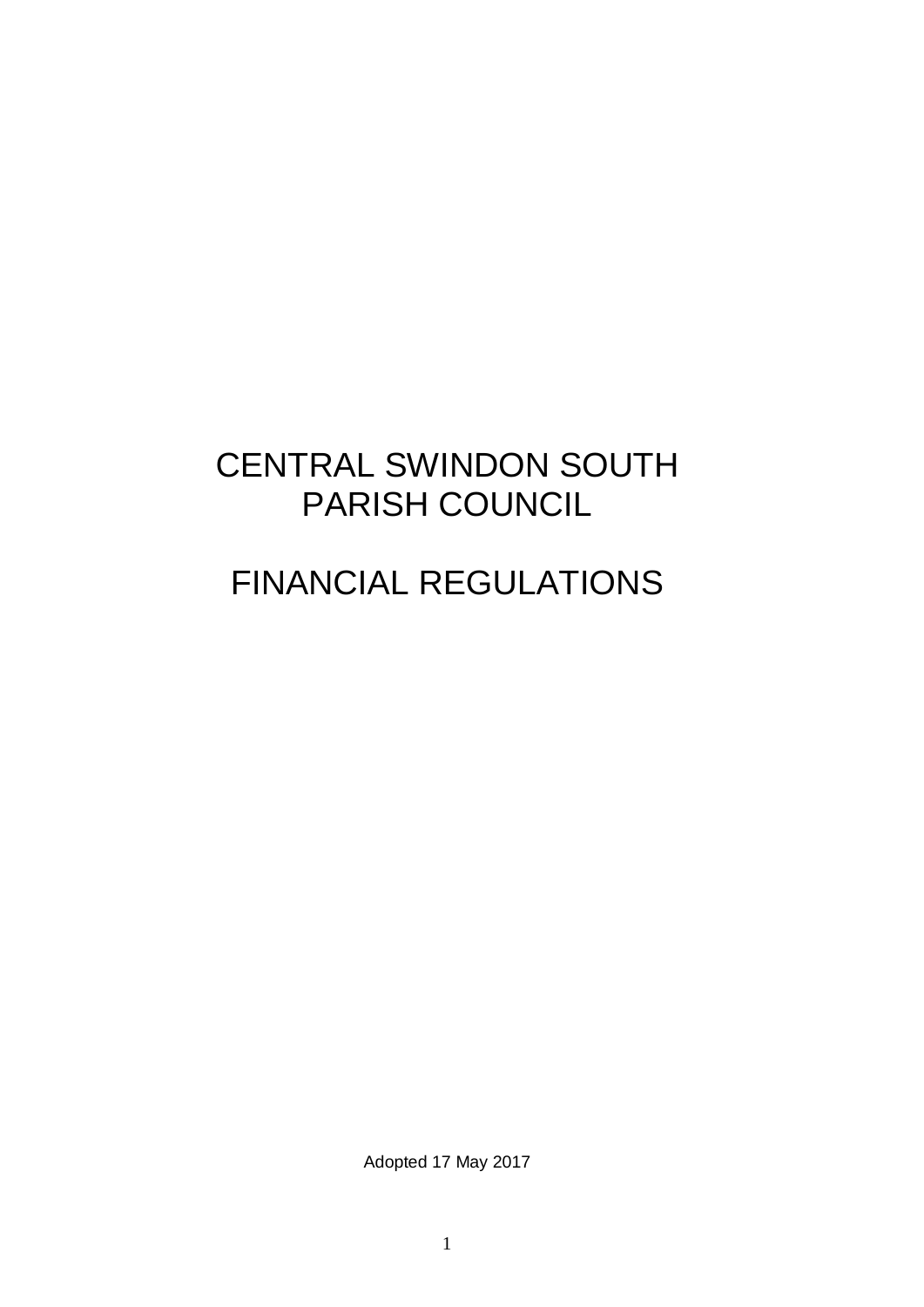# CENTRAL SWINDON SOUTH PARISH COUNCIL

# FINANCIAL REGULATIONS

Adopted 17 May 2017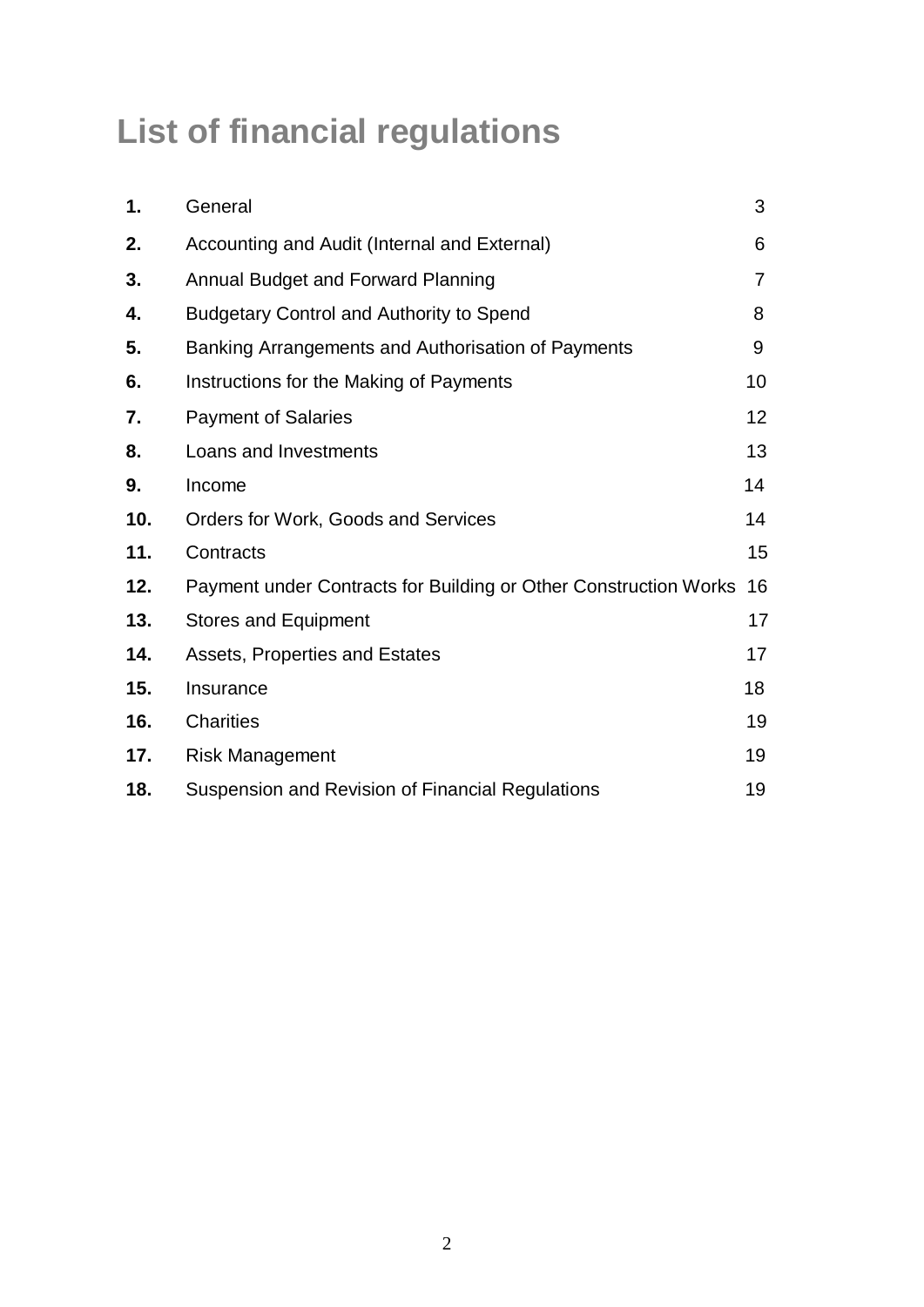# List of financial regulations

| | | |
|---|---|---|
| **1.** | General | 3 |
| **2.** | Accounting and Audit (Internal and External) | 6 |
| **3.** | Annual Budget and Forward Planning | 7 |
| **4.** | Budgetary Control and Authority to Spend | 8 |
| **5.** | Banking Arrangements and Authorisation of Payments | 9 |
| **6.** | Instructions for the Making of Payments | 10 |
| **7.** | Payment of Salaries | 12 |
| **8.** | Loans and Investments | 13 |
| **9.** | Income | 14 |
| **10.** | Orders for Work, Goods and Services | 14 |
| **11.** | Contracts | 15 |
| **12.** | Payment under Contracts for Building or Other Construction Works | 16 |
| **13.** | Stores and Equipment | 17 |
| **14.** | Assets, Properties and Estates | 17 |
| **15.** | Insurance | 18 |
| **16.** | Charities | 19 |
| **17.** | Risk Management | 19 |
| **18.** | Suspension and Revision of Financial Regulations | 19 |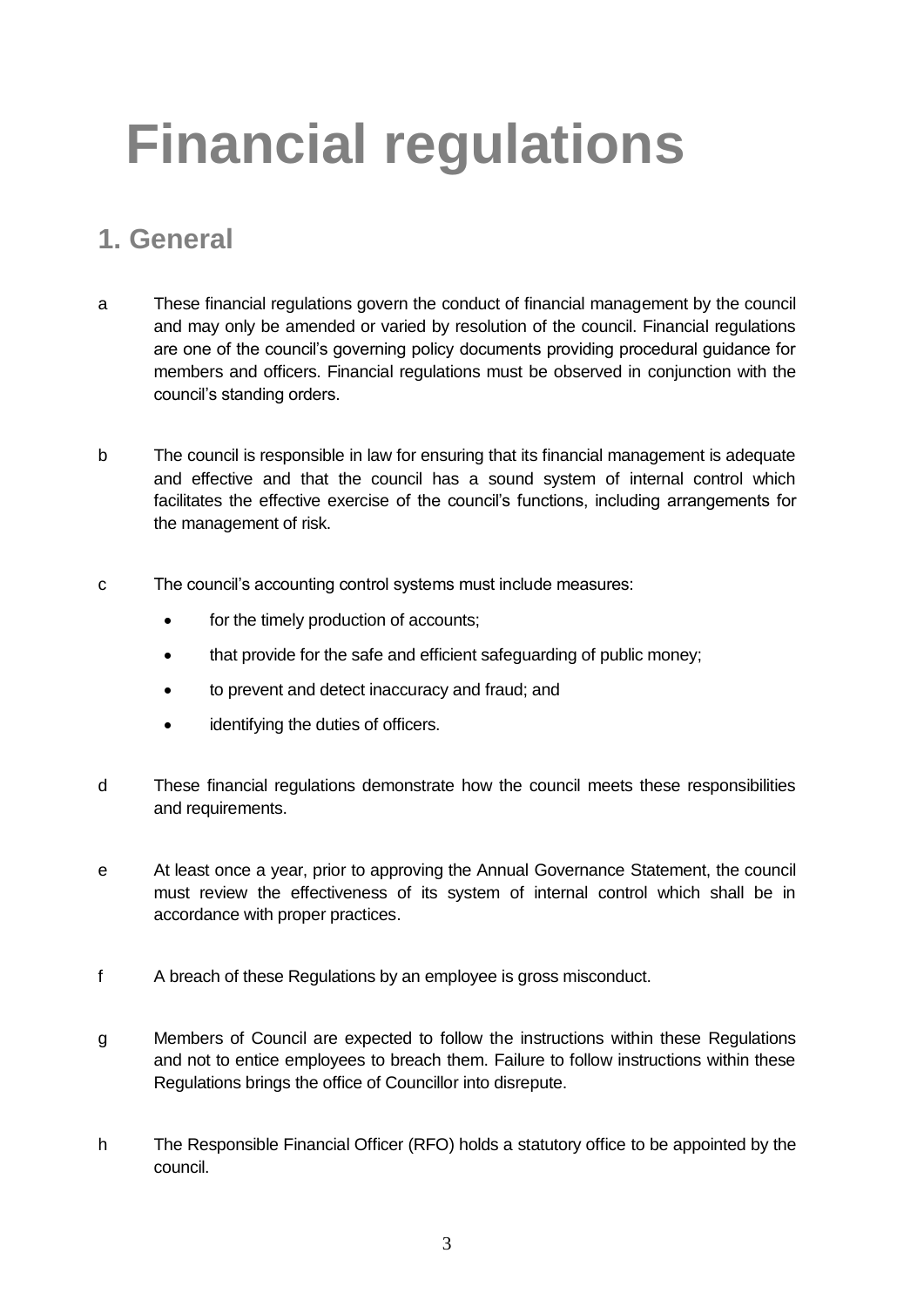# Financial regulations

## 1. General

a These financial regulations govern the conduct of financial management by the council and may only be amended or varied by resolution of the council. Financial regulations are one of the council's governing policy documents providing procedural guidance for members and officers. Financial regulations must be observed in conjunction with the council's standing orders.

b The council is responsible in law for ensuring that its financial management is adequate and effective and that the council has a sound system of internal control which facilitates the effective exercise of the council's functions, including arrangements for the management of risk.

c The council's accounting control systems must include measures:

- for the timely production of accounts;
- that provide for the safe and efficient safeguarding of public money;
- to prevent and detect inaccuracy and fraud; and
- identifying the duties of officers.

d These financial regulations demonstrate how the council meets these responsibilities and requirements.

e At least once a year, prior to approving the Annual Governance Statement, the council must review the effectiveness of its system of internal control which shall be in accordance with proper practices.

f A breach of these Regulations by an employee is gross misconduct.

g Members of Council are expected to follow the instructions within these Regulations and not to entice employees to breach them. Failure to follow instructions within these Regulations brings the office of Councillor into disrepute.

h The Responsible Financial Officer (RFO) holds a statutory office to be appointed by the council.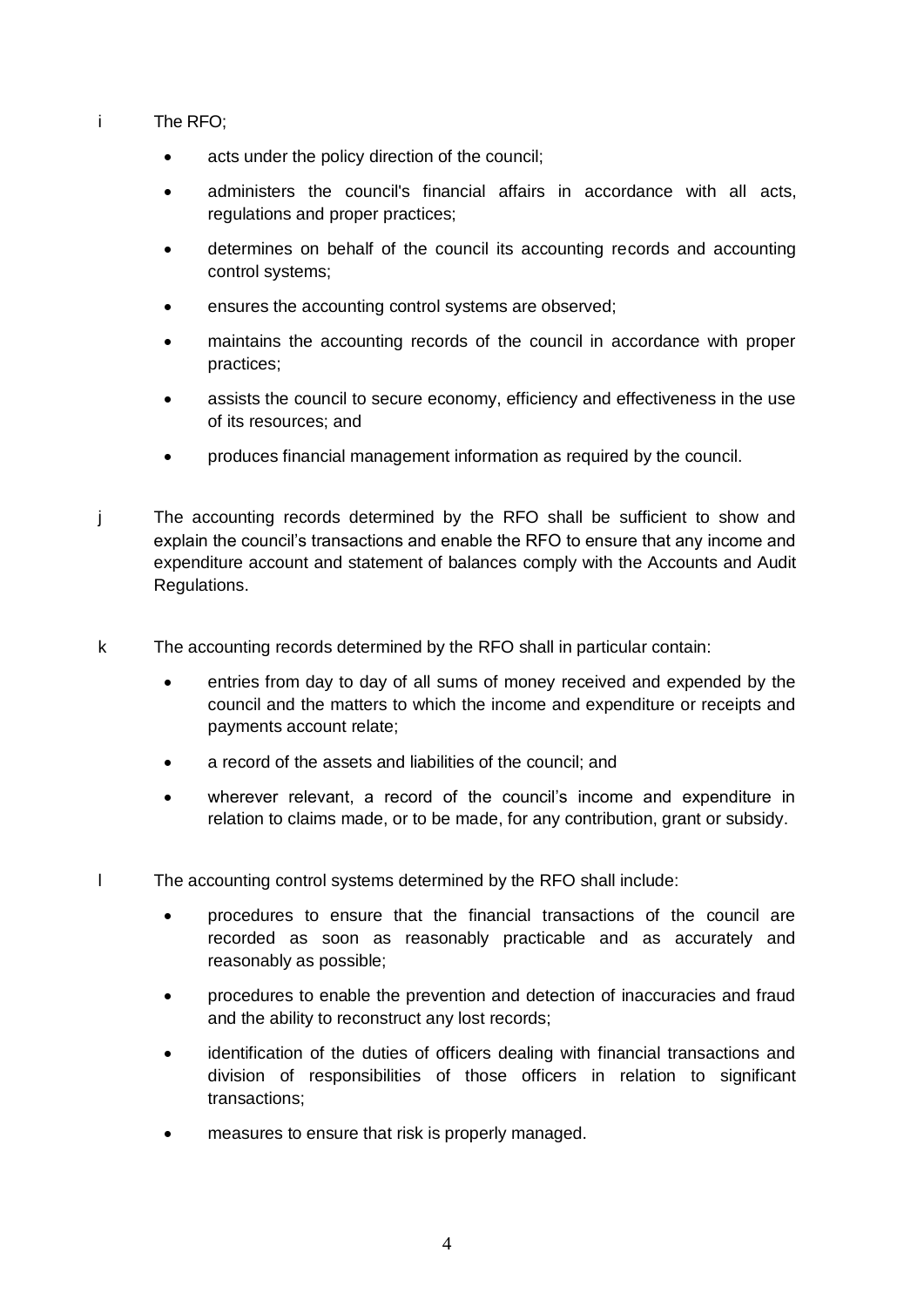i The RFO;

- acts under the policy direction of the council;
- administers the council's financial affairs in accordance with all acts, regulations and proper practices;
- determines on behalf of the council its accounting records and accounting control systems;
- ensures the accounting control systems are observed;
- maintains the accounting records of the council in accordance with proper practices;
- assists the council to secure economy, efficiency and effectiveness in the use of its resources; and
- produces financial management information as required by the council.

j The accounting records determined by the RFO shall be sufficient to show and explain the council's transactions and enable the RFO to ensure that any income and expenditure account and statement of balances comply with the Accounts and Audit Regulations.

k The accounting records determined by the RFO shall in particular contain:

- entries from day to day of all sums of money received and expended by the council and the matters to which the income and expenditure or receipts and payments account relate;
- a record of the assets and liabilities of the council; and
- wherever relevant, a record of the council's income and expenditure in relation to claims made, or to be made, for any contribution, grant or subsidy.

l The accounting control systems determined by the RFO shall include:

- procedures to ensure that the financial transactions of the council are recorded as soon as reasonably practicable and as accurately and reasonably as possible;
- procedures to enable the prevention and detection of inaccuracies and fraud and the ability to reconstruct any lost records;
- identification of the duties of officers dealing with financial transactions and division of responsibilities of those officers in relation to significant transactions;
- measures to ensure that risk is properly managed.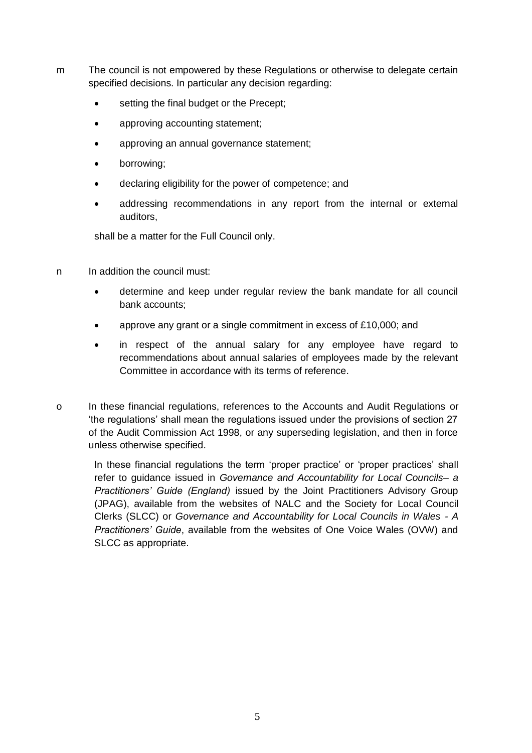m The council is not empowered by these Regulations or otherwise to delegate certain specified decisions. In particular any decision regarding:

- setting the final budget or the Precept;
- approving accounting statement;
- approving an annual governance statement;
- borrowing;
- declaring eligibility for the power of competence; and
- addressing recommendations in any report from the internal or external auditors,

shall be a matter for the Full Council only.

n In addition the council must:

- determine and keep under regular review the bank mandate for all council bank accounts;
- approve any grant or a single commitment in excess of £10,000; and
- in respect of the annual salary for any employee have regard to recommendations about annual salaries of employees made by the relevant Committee in accordance with its terms of reference.

o In these financial regulations, references to the Accounts and Audit Regulations or 'the regulations' shall mean the regulations issued under the provisions of section 27 of the Audit Commission Act 1998, or any superseding legislation, and then in force unless otherwise specified.

In these financial regulations the term 'proper practice' or 'proper practices' shall refer to guidance issued in *Governance and Accountability for Local Councils– a Practitioners' Guide (England)* issued by the Joint Practitioners Advisory Group (JPAG), available from the websites of NALC and the Society for Local Council Clerks (SLCC) or *Governance and Accountability for Local Councils in Wales - A Practitioners' Guide*, available from the websites of One Voice Wales (OVW) and SLCC as appropriate.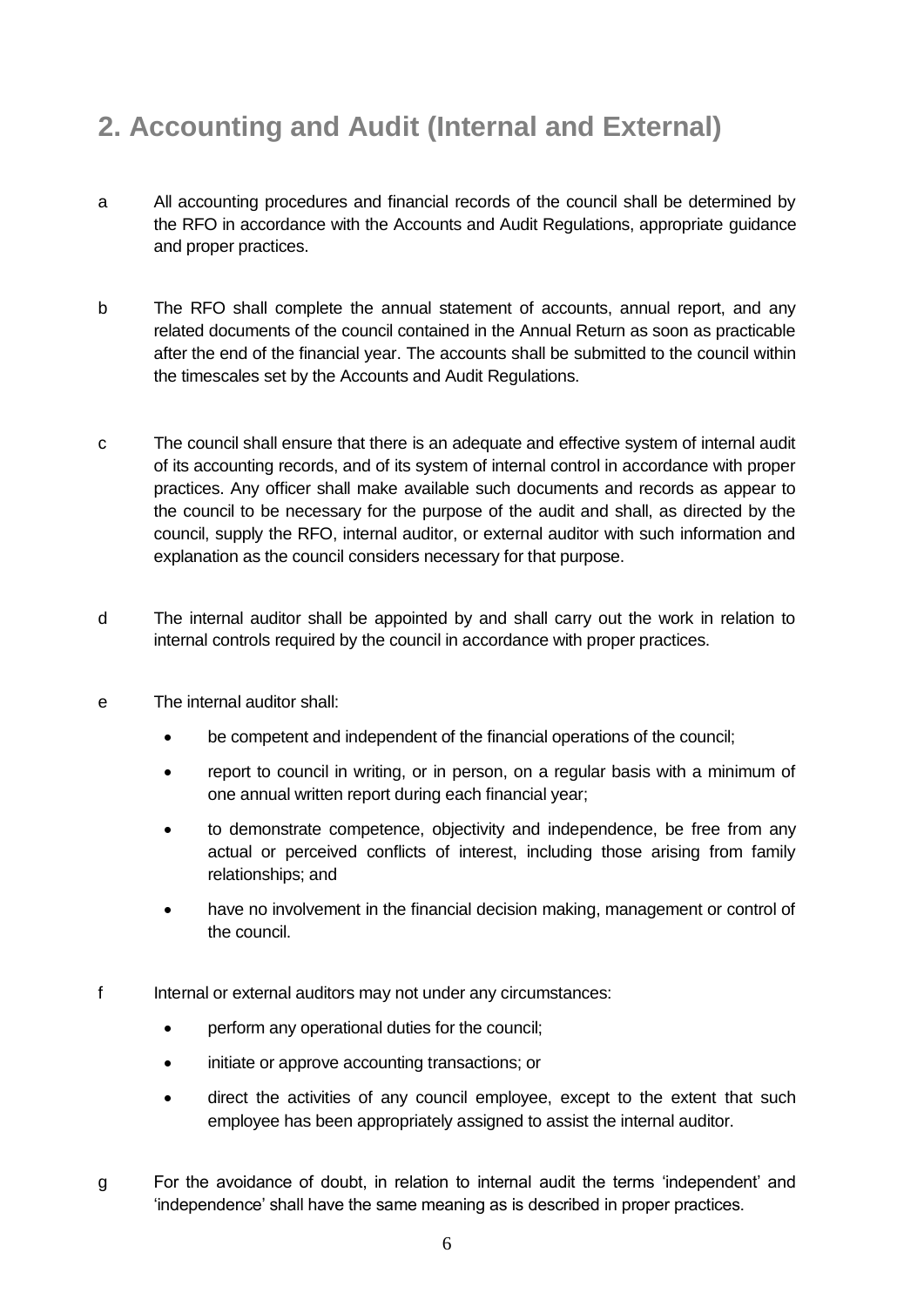## 2. Accounting and Audit (Internal and External)

a All accounting procedures and financial records of the council shall be determined by the RFO in accordance with the Accounts and Audit Regulations, appropriate guidance and proper practices.

b The RFO shall complete the annual statement of accounts, annual report, and any related documents of the council contained in the Annual Return as soon as practicable after the end of the financial year. The accounts shall be submitted to the council within the timescales set by the Accounts and Audit Regulations.

c The council shall ensure that there is an adequate and effective system of internal audit of its accounting records, and of its system of internal control in accordance with proper practices. Any officer shall make available such documents and records as appear to the council to be necessary for the purpose of the audit and shall, as directed by the council, supply the RFO, internal auditor, or external auditor with such information and explanation as the council considers necessary for that purpose.

d The internal auditor shall be appointed by and shall carry out the work in relation to internal controls required by the council in accordance with proper practices.

e The internal auditor shall:

- be competent and independent of the financial operations of the council;
- report to council in writing, or in person, on a regular basis with a minimum of one annual written report during each financial year;
- to demonstrate competence, objectivity and independence, be free from any actual or perceived conflicts of interest, including those arising from family relationships; and
- have no involvement in the financial decision making, management or control of the council.

f Internal or external auditors may not under any circumstances:

- perform any operational duties for the council;
- initiate or approve accounting transactions; or
- direct the activities of any council employee, except to the extent that such employee has been appropriately assigned to assist the internal auditor.

g For the avoidance of doubt, in relation to internal audit the terms 'independent' and 'independence' shall have the same meaning as is described in proper practices.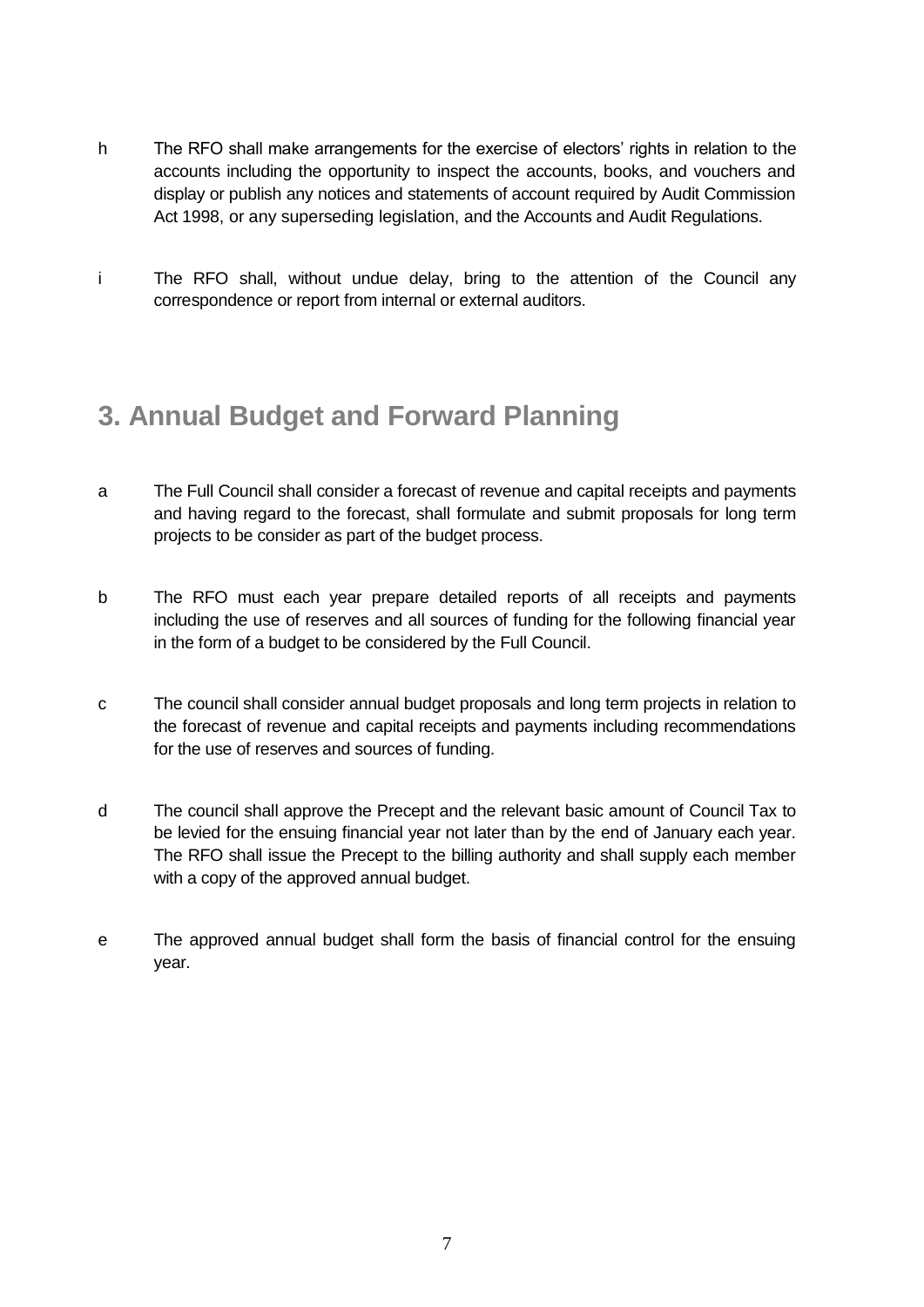h The RFO shall make arrangements for the exercise of electors' rights in relation to the accounts including the opportunity to inspect the accounts, books, and vouchers and display or publish any notices and statements of account required by Audit Commission Act 1998, or any superseding legislation, and the Accounts and Audit Regulations.

i The RFO shall, without undue delay, bring to the attention of the Council any correspondence or report from internal or external auditors.

## 3. Annual Budget and Forward Planning

a The Full Council shall consider a forecast of revenue and capital receipts and payments and having regard to the forecast, shall formulate and submit proposals for long term projects to be consider as part of the budget process.

b The RFO must each year prepare detailed reports of all receipts and payments including the use of reserves and all sources of funding for the following financial year in the form of a budget to be considered by the Full Council.

c The council shall consider annual budget proposals and long term projects in relation to the forecast of revenue and capital receipts and payments including recommendations for the use of reserves and sources of funding.

d The council shall approve the Precept and the relevant basic amount of Council Tax to be levied for the ensuing financial year not later than by the end of January each year. The RFO shall issue the Precept to the billing authority and shall supply each member with a copy of the approved annual budget.

e The approved annual budget shall form the basis of financial control for the ensuing year.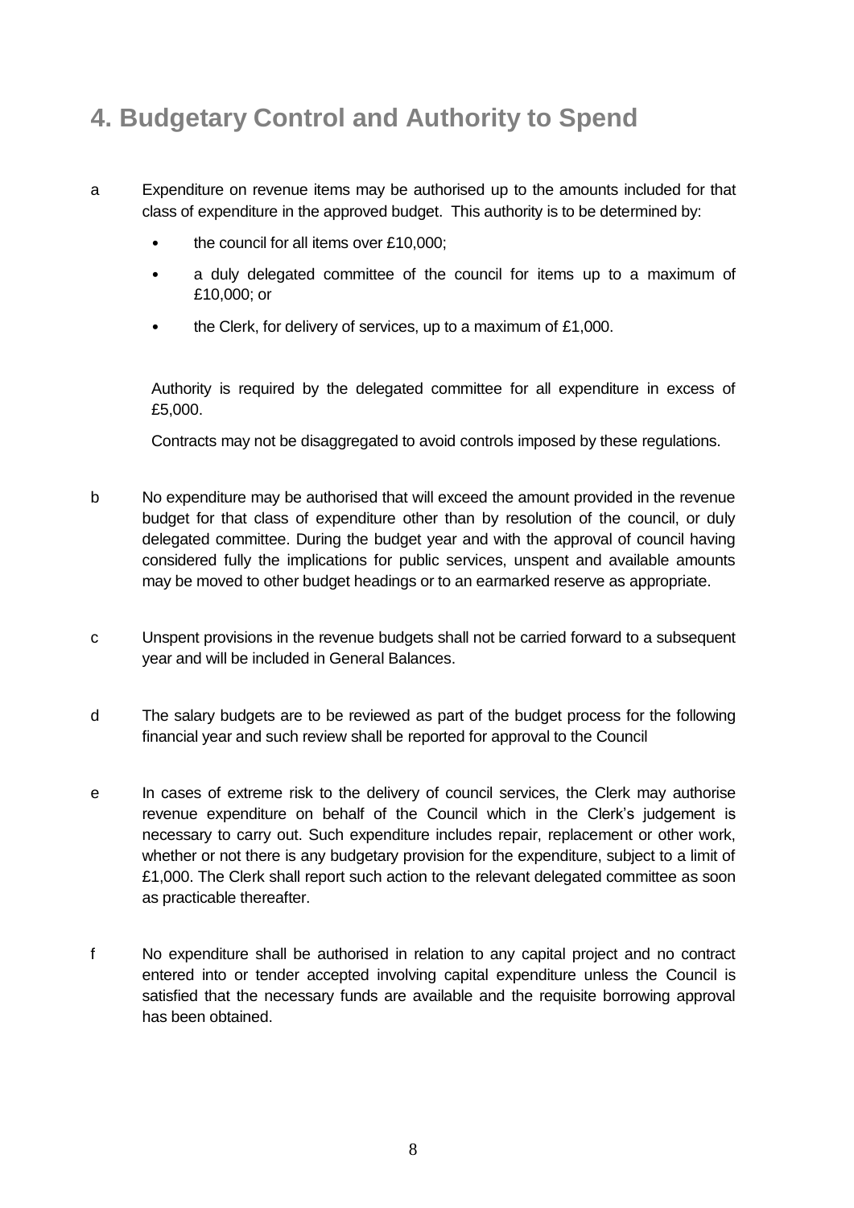## 4. Budgetary Control and Authority to Spend

a Expenditure on revenue items may be authorised up to the amounts included for that class of expenditure in the approved budget. This authority is to be determined by:

- the council for all items over £10,000;
- a duly delegated committee of the council for items up to a maximum of £10,000; or
- the Clerk, for delivery of services, up to a maximum of £1,000.

Authority is required by the delegated committee for all expenditure in excess of £5,000.

Contracts may not be disaggregated to avoid controls imposed by these regulations.

b No expenditure may be authorised that will exceed the amount provided in the revenue budget for that class of expenditure other than by resolution of the council, or duly delegated committee. During the budget year and with the approval of council having considered fully the implications for public services, unspent and available amounts may be moved to other budget headings or to an earmarked reserve as appropriate.

c Unspent provisions in the revenue budgets shall not be carried forward to a subsequent year and will be included in General Balances.

d The salary budgets are to be reviewed as part of the budget process for the following financial year and such review shall be reported for approval to the Council

e In cases of extreme risk to the delivery of council services, the Clerk may authorise revenue expenditure on behalf of the Council which in the Clerk's judgement is necessary to carry out. Such expenditure includes repair, replacement or other work, whether or not there is any budgetary provision for the expenditure, subject to a limit of £1,000. The Clerk shall report such action to the relevant delegated committee as soon as practicable thereafter.

f No expenditure shall be authorised in relation to any capital project and no contract entered into or tender accepted involving capital expenditure unless the Council is satisfied that the necessary funds are available and the requisite borrowing approval has been obtained.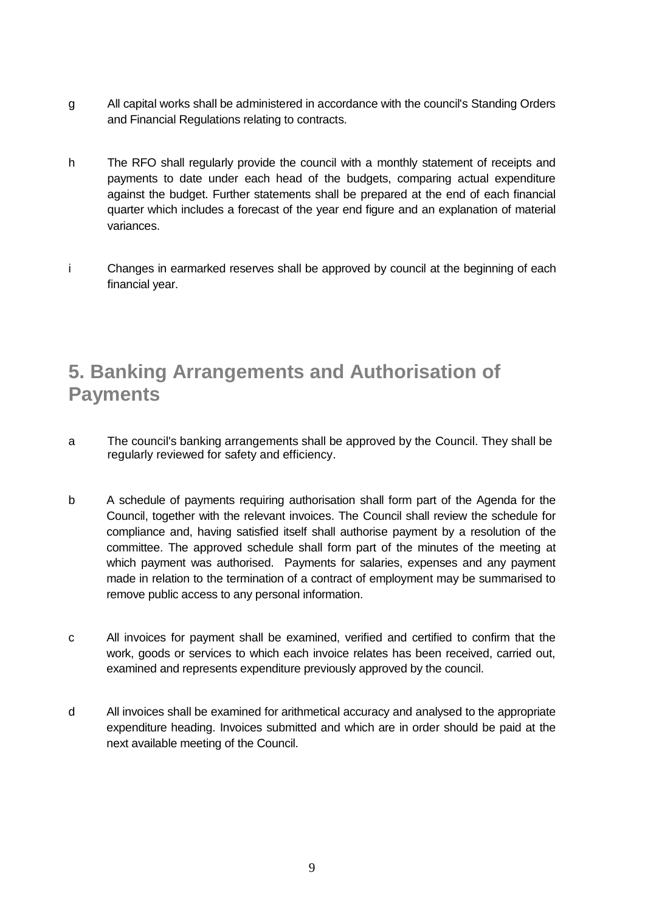g All capital works shall be administered in accordance with the council's Standing Orders and Financial Regulations relating to contracts.

h The RFO shall regularly provide the council with a monthly statement of receipts and payments to date under each head of the budgets, comparing actual expenditure against the budget. Further statements shall be prepared at the end of each financial quarter which includes a forecast of the year end figure and an explanation of material variances.

i Changes in earmarked reserves shall be approved by council at the beginning of each financial year.

## 5. Banking Arrangements and Authorisation of Payments

a The council's banking arrangements shall be approved by the Council. They shall be regularly reviewed for safety and efficiency.

b A schedule of payments requiring authorisation shall form part of the Agenda for the Council, together with the relevant invoices. The Council shall review the schedule for compliance and, having satisfied itself shall authorise payment by a resolution of the committee. The approved schedule shall form part of the minutes of the meeting at which payment was authorised. Payments for salaries, expenses and any payment made in relation to the termination of a contract of employment may be summarised to remove public access to any personal information.

c All invoices for payment shall be examined, verified and certified to confirm that the work, goods or services to which each invoice relates has been received, carried out, examined and represents expenditure previously approved by the council.

d All invoices shall be examined for arithmetical accuracy and analysed to the appropriate expenditure heading. Invoices submitted and which are in order should be paid at the next available meeting of the Council.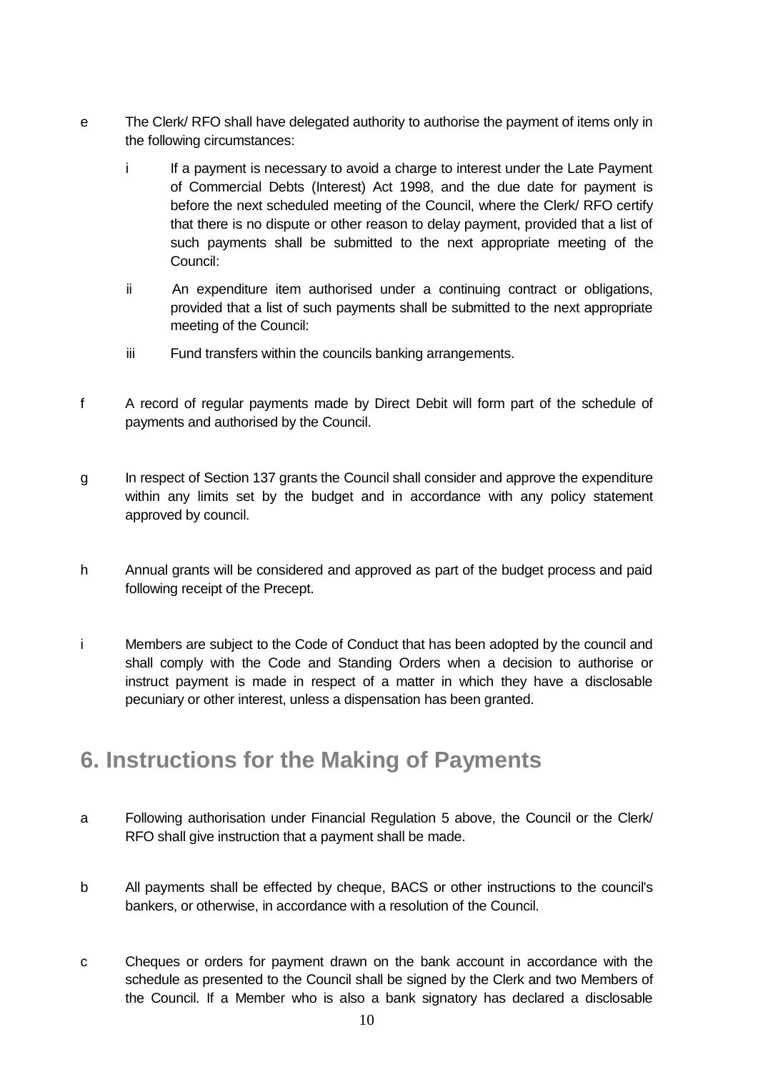e The Clerk/ RFO shall have delegated authority to authorise the payment of items only in the following circumstances:

   i If a payment is necessary to avoid a charge to interest under the Late Payment of Commercial Debts (Interest) Act 1998, and the due date for payment is before the next scheduled meeting of the Council, where the Clerk/ RFO certify that there is no dispute or other reason to delay payment, provided that a list of such payments shall be submitted to the next appropriate meeting of the Council:

   ii An expenditure item authorised under a continuing contract or obligations, provided that a list of such payments shall be submitted to the next appropriate meeting of the Council:

   iii Fund transfers within the councils banking arrangements.

f A record of regular payments made by Direct Debit will form part of the schedule of payments and authorised by the Council.

g In respect of Section 137 grants the Council shall consider and approve the expenditure within any limits set by the budget and in accordance with any policy statement approved by council.

h Annual grants will be considered and approved as part of the budget process and paid following receipt of the Precept.

i Members are subject to the Code of Conduct that has been adopted by the council and shall comply with the Code and Standing Orders when a decision to authorise or instruct payment is made in respect of a matter in which they have a disclosable pecuniary or other interest, unless a dispensation has been granted.

## 6. Instructions for the Making of Payments

a Following authorisation under Financial Regulation 5 above, the Council or the Clerk/ RFO shall give instruction that a payment shall be made.

b All payments shall be effected by cheque, BACS or other instructions to the council's bankers, or otherwise, in accordance with a resolution of the Council.

c Cheques or orders for payment drawn on the bank account in accordance with the schedule as presented to the Council shall be signed by the Clerk and two Members of the Council. If a Member who is also a bank signatory has declared a disclosable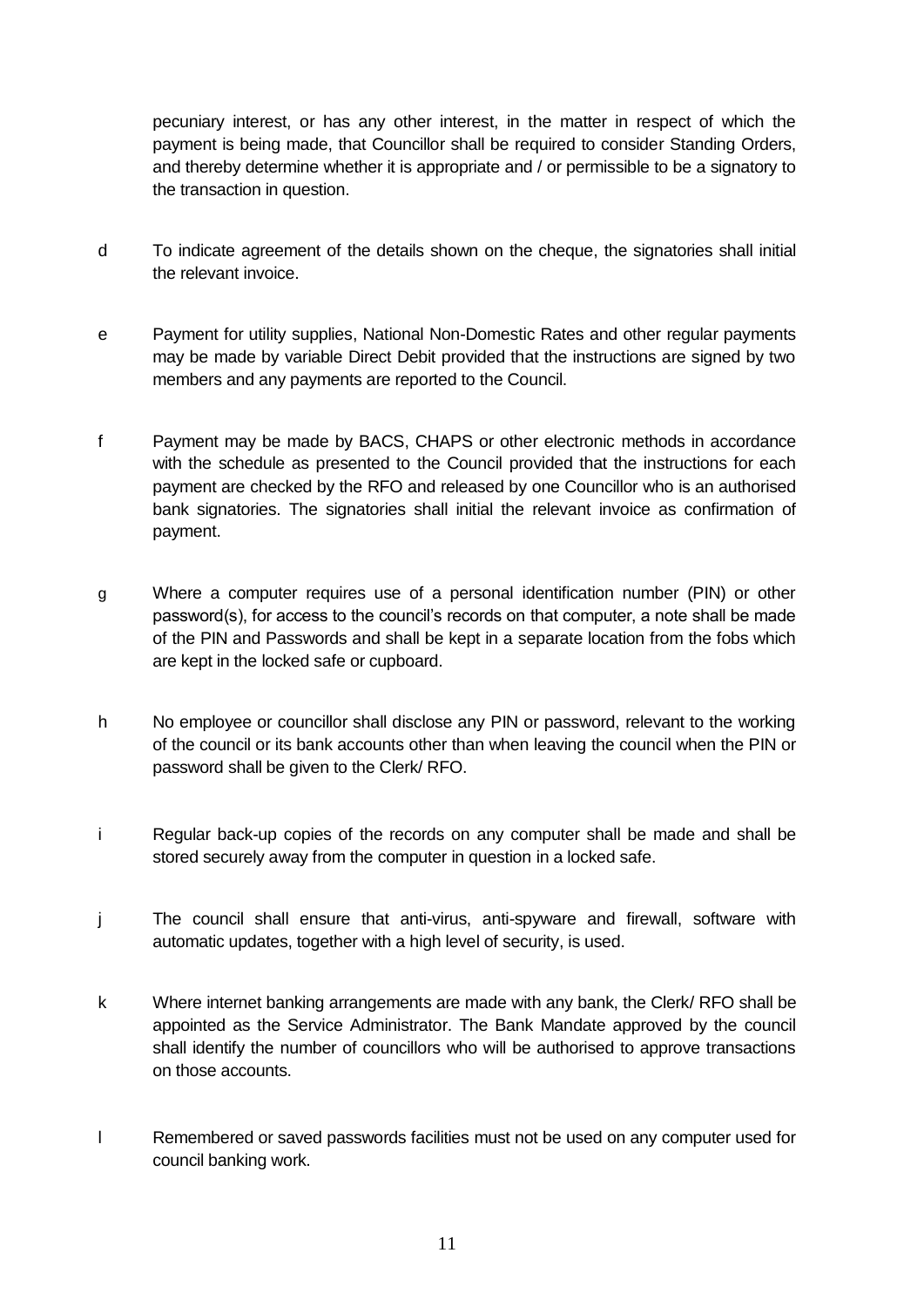pecuniary interest, or has any other interest, in the matter in respect of which the payment is being made, that Councillor shall be required to consider Standing Orders, and thereby determine whether it is appropriate and / or permissible to be a signatory to the transaction in question.

d To indicate agreement of the details shown on the cheque, the signatories shall initial the relevant invoice.

e Payment for utility supplies, National Non-Domestic Rates and other regular payments may be made by variable Direct Debit provided that the instructions are signed by two members and any payments are reported to the Council.

f Payment may be made by BACS, CHAPS or other electronic methods in accordance with the schedule as presented to the Council provided that the instructions for each payment are checked by the RFO and released by one Councillor who is an authorised bank signatories. The signatories shall initial the relevant invoice as confirmation of payment.

g Where a computer requires use of a personal identification number (PIN) or other password(s), for access to the council's records on that computer, a note shall be made of the PIN and Passwords and shall be kept in a separate location from the fobs which are kept in the locked safe or cupboard.

h No employee or councillor shall disclose any PIN or password, relevant to the working of the council or its bank accounts other than when leaving the council when the PIN or password shall be given to the Clerk/ RFO.

i Regular back-up copies of the records on any computer shall be made and shall be stored securely away from the computer in question in a locked safe.

j The council shall ensure that anti-virus, anti-spyware and firewall, software with automatic updates, together with a high level of security, is used.

k Where internet banking arrangements are made with any bank, the Clerk/ RFO shall be appointed as the Service Administrator. The Bank Mandate approved by the council shall identify the number of councillors who will be authorised to approve transactions on those accounts.

l Remembered or saved passwords facilities must not be used on any computer used for council banking work.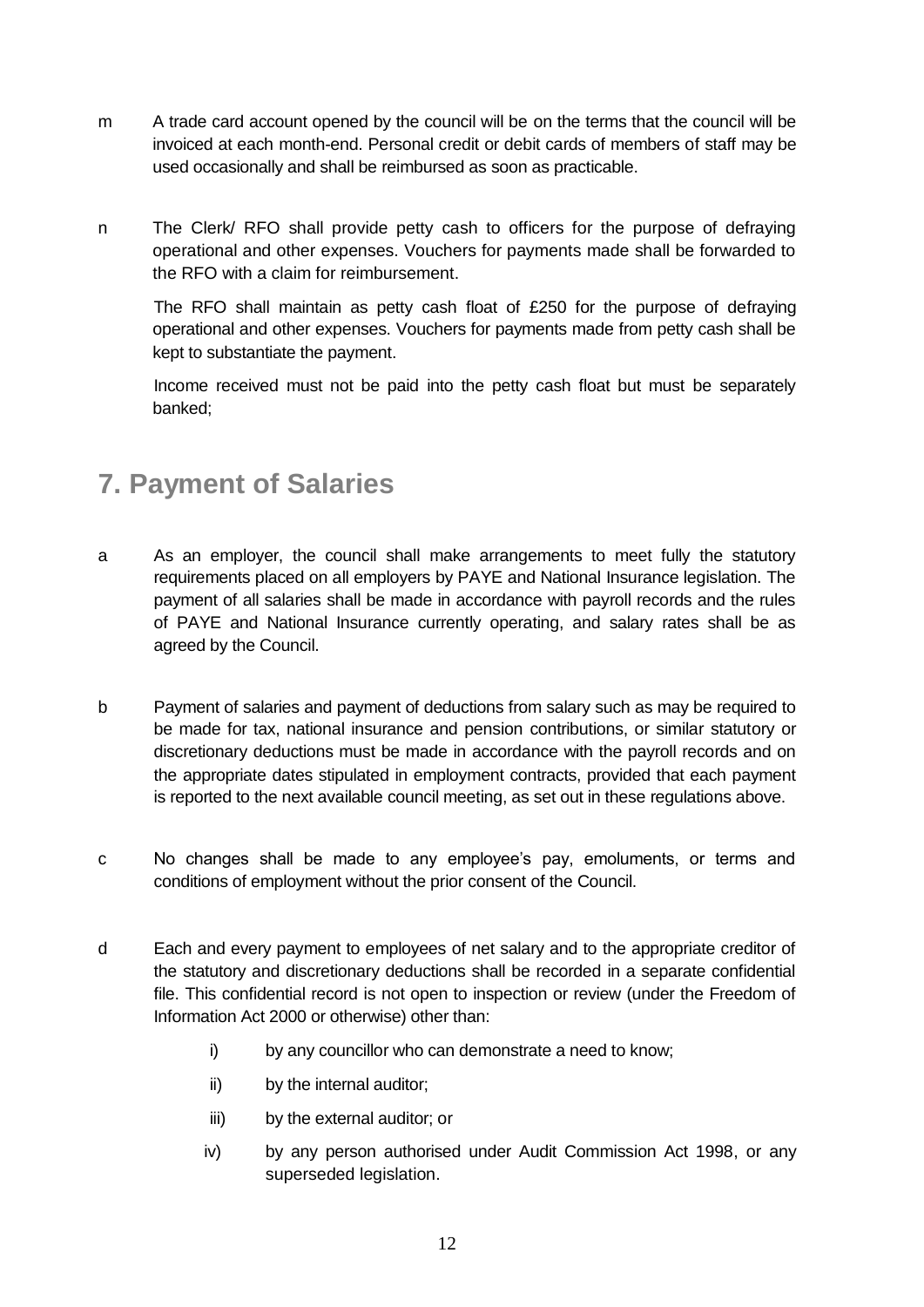m A trade card account opened by the council will be on the terms that the council will be invoiced at each month-end. Personal credit or debit cards of members of staff may be used occasionally and shall be reimbursed as soon as practicable.

n The Clerk/ RFO shall provide petty cash to officers for the purpose of defraying operational and other expenses. Vouchers for payments made shall be forwarded to the RFO with a claim for reimbursement.

The RFO shall maintain as petty cash float of £250 for the purpose of defraying operational and other expenses. Vouchers for payments made from petty cash shall be kept to substantiate the payment.

Income received must not be paid into the petty cash float but must be separately banked;

## 7. Payment of Salaries

a As an employer, the council shall make arrangements to meet fully the statutory requirements placed on all employers by PAYE and National Insurance legislation. The payment of all salaries shall be made in accordance with payroll records and the rules of PAYE and National Insurance currently operating, and salary rates shall be as agreed by the Council.

b Payment of salaries and payment of deductions from salary such as may be required to be made for tax, national insurance and pension contributions, or similar statutory or discretionary deductions must be made in accordance with the payroll records and on the appropriate dates stipulated in employment contracts, provided that each payment is reported to the next available council meeting, as set out in these regulations above.

c No changes shall be made to any employee's pay, emoluments, or terms and conditions of employment without the prior consent of the Council.

d Each and every payment to employees of net salary and to the appropriate creditor of the statutory and discretionary deductions shall be recorded in a separate confidential file. This confidential record is not open to inspection or review (under the Freedom of Information Act 2000 or otherwise) other than:

- i) by any councillor who can demonstrate a need to know;
- ii) by the internal auditor;
- iii) by the external auditor; or
- iv) by any person authorised under Audit Commission Act 1998, or any superseded legislation.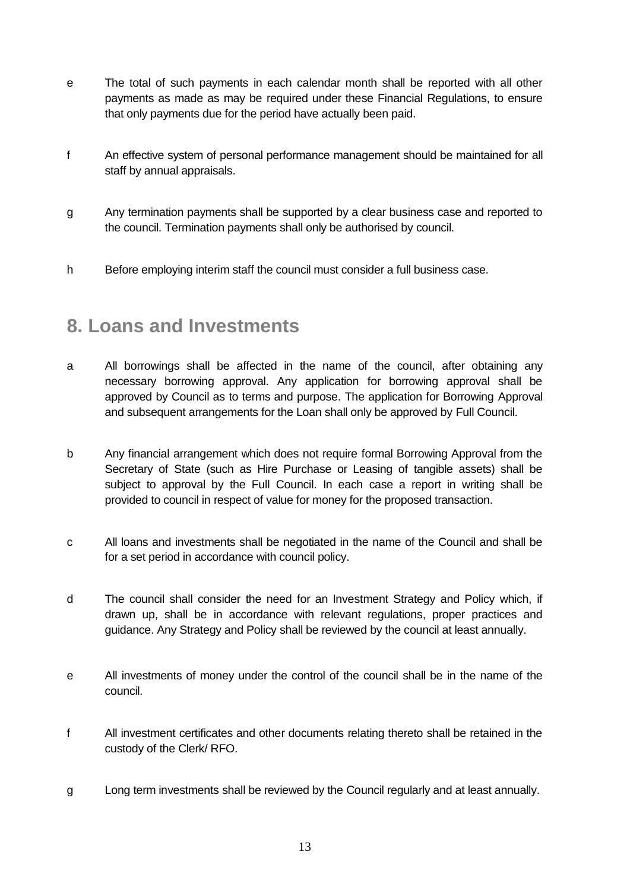e The total of such payments in each calendar month shall be reported with all other payments as made as may be required under these Financial Regulations, to ensure that only payments due for the period have actually been paid.

f An effective system of personal performance management should be maintained for all staff by annual appraisals.

g Any termination payments shall be supported by a clear business case and reported to the council. Termination payments shall only be authorised by council.

h Before employing interim staff the council must consider a full business case.

## 8. Loans and Investments

a All borrowings shall be affected in the name of the council, after obtaining any necessary borrowing approval. Any application for borrowing approval shall be approved by Council as to terms and purpose. The application for Borrowing Approval and subsequent arrangements for the Loan shall only be approved by Full Council.

b Any financial arrangement which does not require formal Borrowing Approval from the Secretary of State (such as Hire Purchase or Leasing of tangible assets) shall be subject to approval by the Full Council. In each case a report in writing shall be provided to council in respect of value for money for the proposed transaction.

c All loans and investments shall be negotiated in the name of the Council and shall be for a set period in accordance with council policy.

d The council shall consider the need for an Investment Strategy and Policy which, if drawn up, shall be in accordance with relevant regulations, proper practices and guidance. Any Strategy and Policy shall be reviewed by the council at least annually.

e All investments of money under the control of the council shall be in the name of the council.

f All investment certificates and other documents relating thereto shall be retained in the custody of the Clerk/ RFO.

g Long term investments shall be reviewed by the Council regularly and at least annually.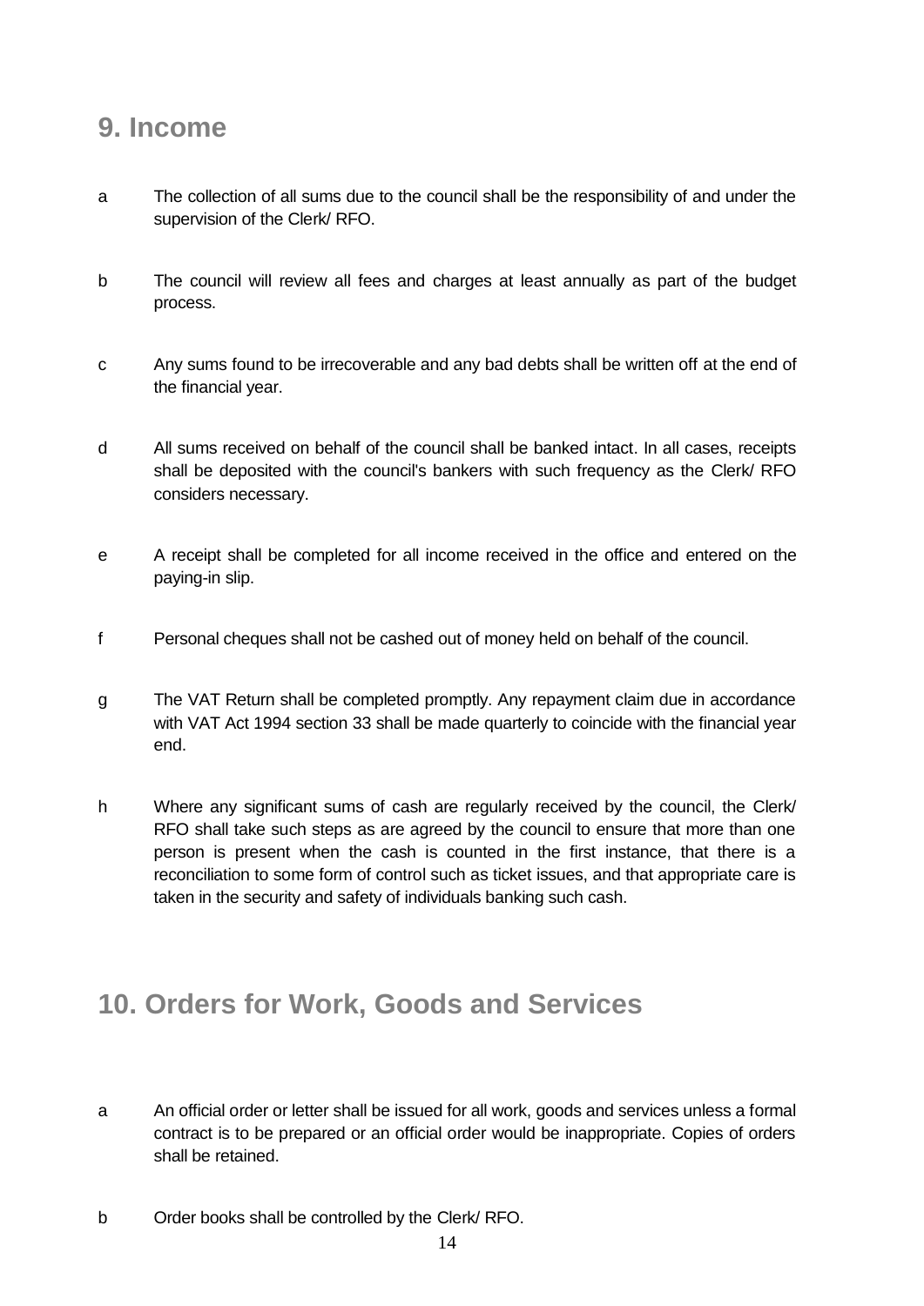## 9. Income

a The collection of all sums due to the council shall be the responsibility of and under the supervision of the Clerk/ RFO.

b The council will review all fees and charges at least annually as part of the budget process.

c Any sums found to be irrecoverable and any bad debts shall be written off at the end of the financial year.

d All sums received on behalf of the council shall be banked intact. In all cases, receipts shall be deposited with the council's bankers with such frequency as the Clerk/ RFO considers necessary.

e A receipt shall be completed for all income received in the office and entered on the paying-in slip.

f Personal cheques shall not be cashed out of money held on behalf of the council.

g The VAT Return shall be completed promptly. Any repayment claim due in accordance with VAT Act 1994 section 33 shall be made quarterly to coincide with the financial year end.

h Where any significant sums of cash are regularly received by the council, the Clerk/ RFO shall take such steps as are agreed by the council to ensure that more than one person is present when the cash is counted in the first instance, that there is a reconciliation to some form of control such as ticket issues, and that appropriate care is taken in the security and safety of individuals banking such cash.

## 10. Orders for Work, Goods and Services

a An official order or letter shall be issued for all work, goods and services unless a formal contract is to be prepared or an official order would be inappropriate. Copies of orders shall be retained.

b Order books shall be controlled by the Clerk/ RFO.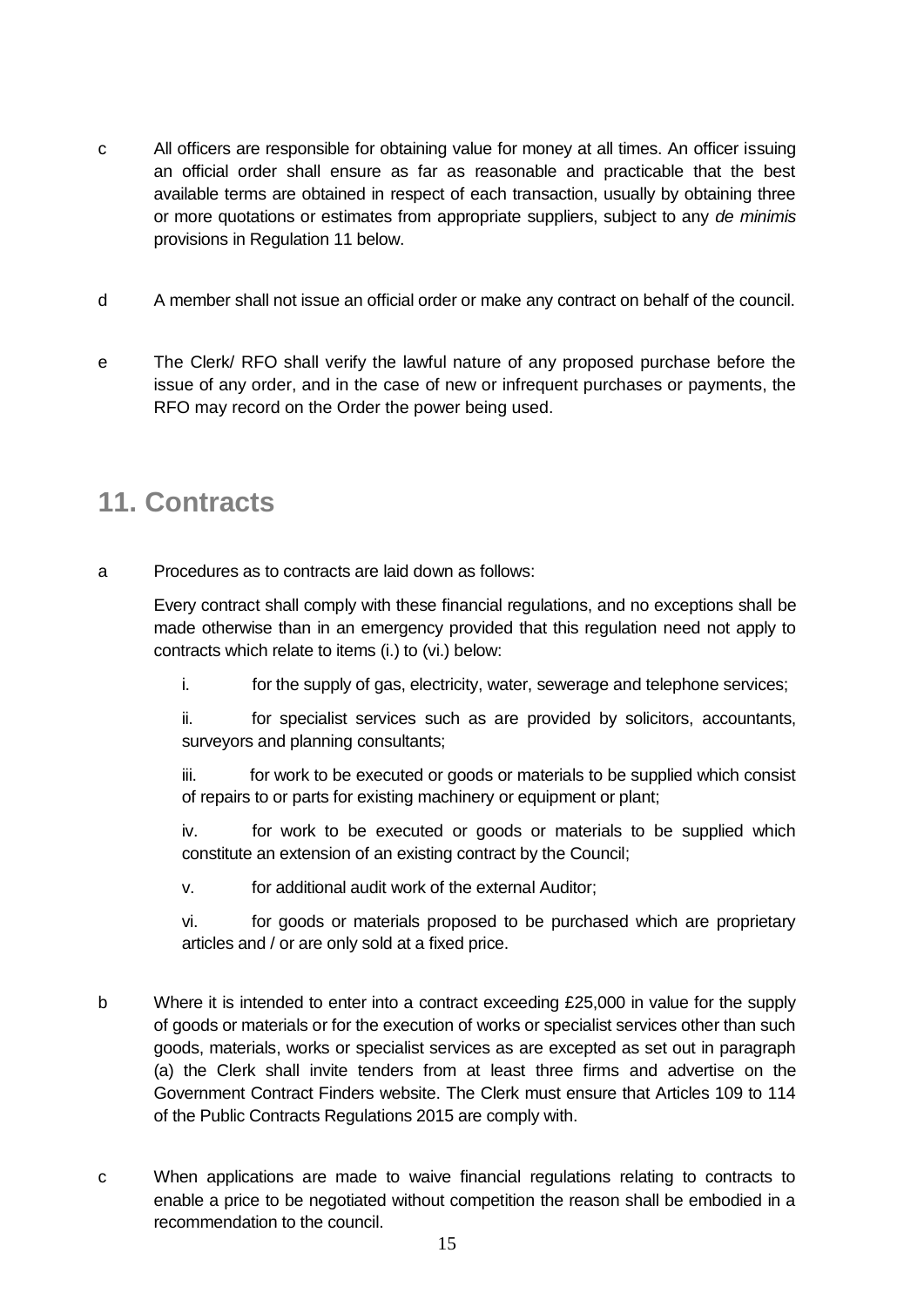c All officers are responsible for obtaining value for money at all times. An officer issuing an official order shall ensure as far as reasonable and practicable that the best available terms are obtained in respect of each transaction, usually by obtaining three or more quotations or estimates from appropriate suppliers, subject to any *de minimis* provisions in Regulation 11 below.

d A member shall not issue an official order or make any contract on behalf of the council.

e The Clerk/ RFO shall verify the lawful nature of any proposed purchase before the issue of any order, and in the case of new or infrequent purchases or payments, the RFO may record on the Order the power being used.

## 11. Contracts

a Procedures as to contracts are laid down as follows:

Every contract shall comply with these financial regulations, and no exceptions shall be made otherwise than in an emergency provided that this regulation need not apply to contracts which relate to items (i.) to (vi.) below:

i. for the supply of gas, electricity, water, sewerage and telephone services;

ii. for specialist services such as are provided by solicitors, accountants, surveyors and planning consultants;

iii. for work to be executed or goods or materials to be supplied which consist of repairs to or parts for existing machinery or equipment or plant;

iv. for work to be executed or goods or materials to be supplied which constitute an extension of an existing contract by the Council;

v. for additional audit work of the external Auditor;

vi. for goods or materials proposed to be purchased which are proprietary articles and / or are only sold at a fixed price.

b Where it is intended to enter into a contract exceeding £25,000 in value for the supply of goods or materials or for the execution of works or specialist services other than such goods, materials, works or specialist services as are excepted as set out in paragraph (a) the Clerk shall invite tenders from at least three firms and advertise on the Government Contract Finders website. The Clerk must ensure that Articles 109 to 114 of the Public Contracts Regulations 2015 are comply with.

c When applications are made to waive financial regulations relating to contracts to enable a price to be negotiated without competition the reason shall be embodied in a recommendation to the council.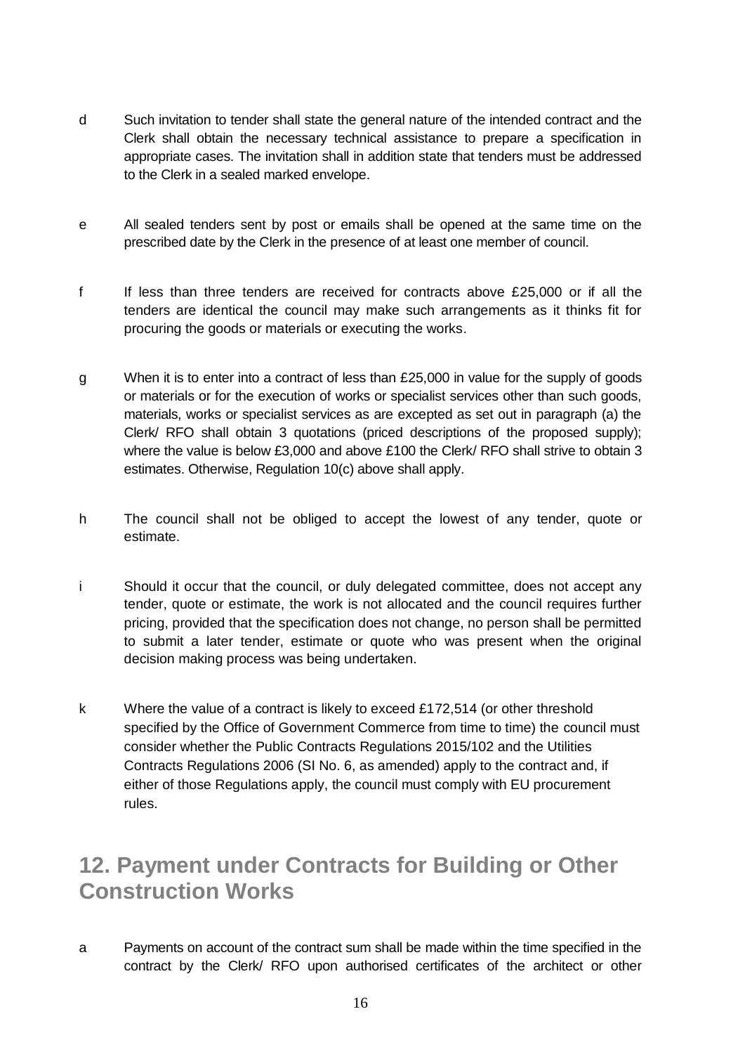d Such invitation to tender shall state the general nature of the intended contract and the Clerk shall obtain the necessary technical assistance to prepare a specification in appropriate cases. The invitation shall in addition state that tenders must be addressed to the Clerk in a sealed marked envelope.

e All sealed tenders sent by post or emails shall be opened at the same time on the prescribed date by the Clerk in the presence of at least one member of council.

f If less than three tenders are received for contracts above £25,000 or if all the tenders are identical the council may make such arrangements as it thinks fit for procuring the goods or materials or executing the works.

g When it is to enter into a contract of less than £25,000 in value for the supply of goods or materials or for the execution of works or specialist services other than such goods, materials, works or specialist services as are excepted as set out in paragraph (a) the Clerk/ RFO shall obtain 3 quotations (priced descriptions of the proposed supply); where the value is below £3,000 and above £100 the Clerk/ RFO shall strive to obtain 3 estimates. Otherwise, Regulation 10(c) above shall apply.

h The council shall not be obliged to accept the lowest of any tender, quote or estimate.

i Should it occur that the council, or duly delegated committee, does not accept any tender, quote or estimate, the work is not allocated and the council requires further pricing, provided that the specification does not change, no person shall be permitted to submit a later tender, estimate or quote who was present when the original decision making process was being undertaken.

k Where the value of a contract is likely to exceed £172,514 (or other threshold specified by the Office of Government Commerce from time to time) the council must consider whether the Public Contracts Regulations 2015/102 and the Utilities Contracts Regulations 2006 (SI No. 6, as amended) apply to the contract and, if either of those Regulations apply, the council must comply with EU procurement rules.

## 12. Payment under Contracts for Building or Other Construction Works

a Payments on account of the contract sum shall be made within the time specified in the contract by the Clerk/ RFO upon authorised certificates of the architect or other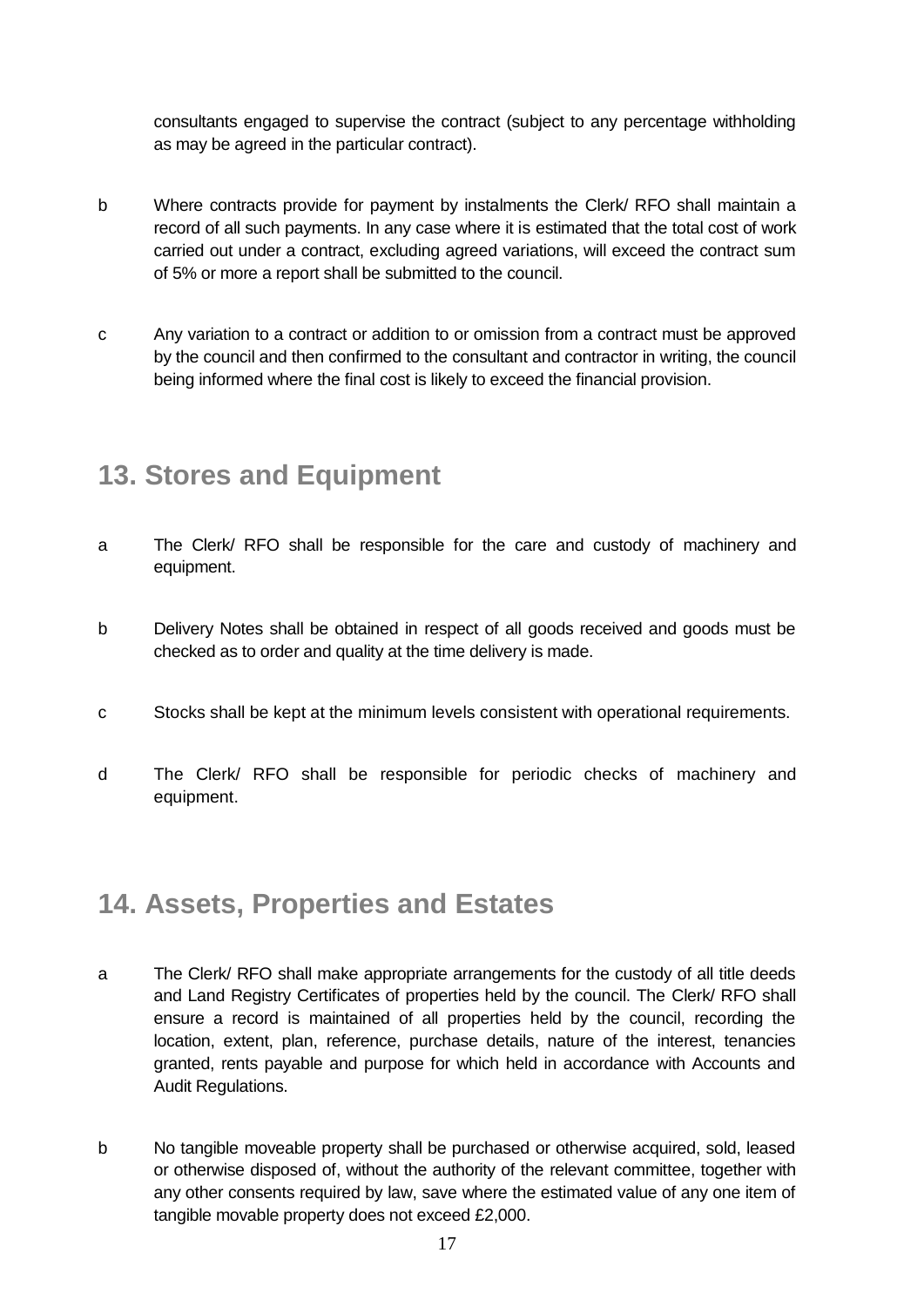consultants engaged to supervise the contract (subject to any percentage withholding as may be agreed in the particular contract).

b Where contracts provide for payment by instalments the Clerk/ RFO shall maintain a record of all such payments. In any case where it is estimated that the total cost of work carried out under a contract, excluding agreed variations, will exceed the contract sum of 5% or more a report shall be submitted to the council.

c Any variation to a contract or addition to or omission from a contract must be approved by the council and then confirmed to the consultant and contractor in writing, the council being informed where the final cost is likely to exceed the financial provision.

## 13. Stores and Equipment

a The Clerk/ RFO shall be responsible for the care and custody of machinery and equipment.

b Delivery Notes shall be obtained in respect of all goods received and goods must be checked as to order and quality at the time delivery is made.

c Stocks shall be kept at the minimum levels consistent with operational requirements.

d The Clerk/ RFO shall be responsible for periodic checks of machinery and equipment.

## 14. Assets, Properties and Estates

a The Clerk/ RFO shall make appropriate arrangements for the custody of all title deeds and Land Registry Certificates of properties held by the council. The Clerk/ RFO shall ensure a record is maintained of all properties held by the council, recording the location, extent, plan, reference, purchase details, nature of the interest, tenancies granted, rents payable and purpose for which held in accordance with Accounts and Audit Regulations.

b No tangible moveable property shall be purchased or otherwise acquired, sold, leased or otherwise disposed of, without the authority of the relevant committee, together with any other consents required by law, save where the estimated value of any one item of tangible movable property does not exceed £2,000.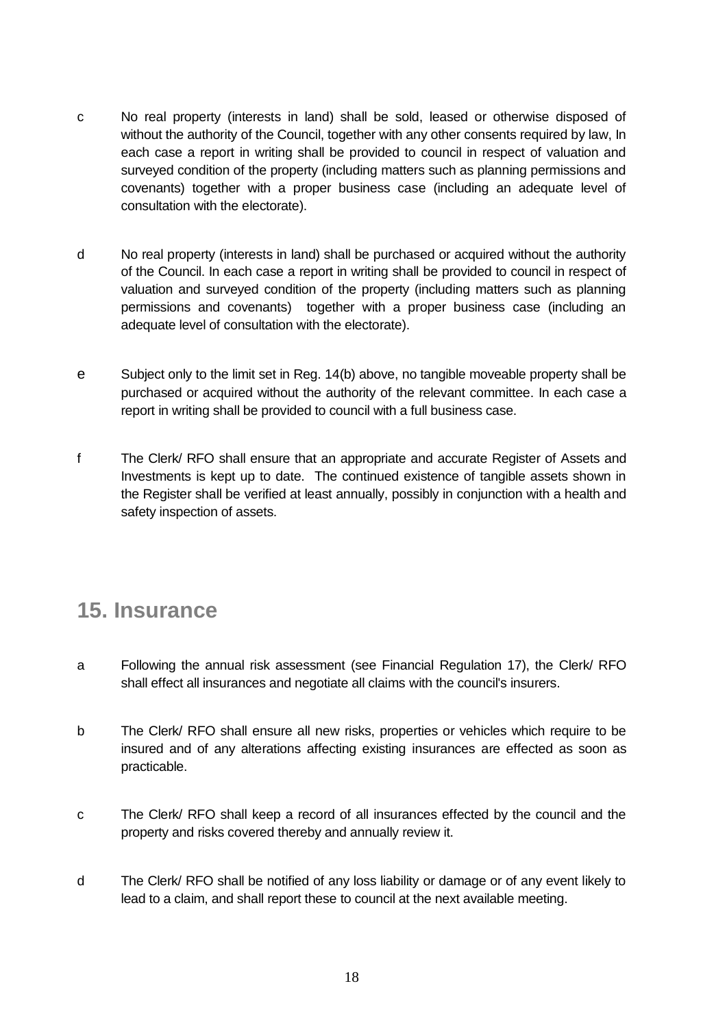c No real property (interests in land) shall be sold, leased or otherwise disposed of without the authority of the Council, together with any other consents required by law, In each case a report in writing shall be provided to council in respect of valuation and surveyed condition of the property (including matters such as planning permissions and covenants) together with a proper business case (including an adequate level of consultation with the electorate).

d No real property (interests in land) shall be purchased or acquired without the authority of the Council. In each case a report in writing shall be provided to council in respect of valuation and surveyed condition of the property (including matters such as planning permissions and covenants) together with a proper business case (including an adequate level of consultation with the electorate).

e Subject only to the limit set in Reg. 14(b) above, no tangible moveable property shall be purchased or acquired without the authority of the relevant committee. In each case a report in writing shall be provided to council with a full business case.

f The Clerk/ RFO shall ensure that an appropriate and accurate Register of Assets and Investments is kept up to date. The continued existence of tangible assets shown in the Register shall be verified at least annually, possibly in conjunction with a health and safety inspection of assets.

## 15. Insurance

a Following the annual risk assessment (see Financial Regulation 17), the Clerk/ RFO shall effect all insurances and negotiate all claims with the council's insurers.

b The Clerk/ RFO shall ensure all new risks, properties or vehicles which require to be insured and of any alterations affecting existing insurances are effected as soon as practicable.

c The Clerk/ RFO shall keep a record of all insurances effected by the council and the property and risks covered thereby and annually review it.

d The Clerk/ RFO shall be notified of any loss liability or damage or of any event likely to lead to a claim, and shall report these to council at the next available meeting.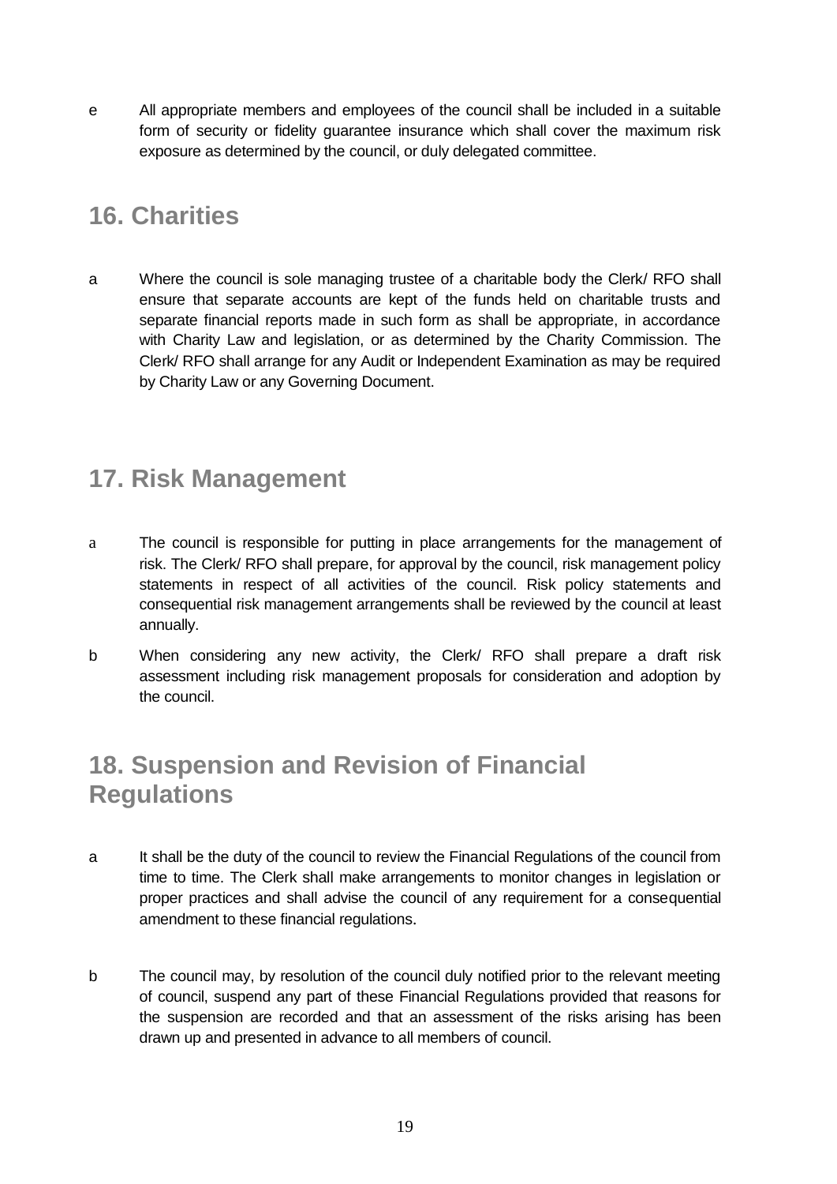e All appropriate members and employees of the council shall be included in a suitable form of security or fidelity guarantee insurance which shall cover the maximum risk exposure as determined by the council, or duly delegated committee.

## 16. Charities

a Where the council is sole managing trustee of a charitable body the Clerk/ RFO shall ensure that separate accounts are kept of the funds held on charitable trusts and separate financial reports made in such form as shall be appropriate, in accordance with Charity Law and legislation, or as determined by the Charity Commission. The Clerk/ RFO shall arrange for any Audit or Independent Examination as may be required by Charity Law or any Governing Document.

## 17. Risk Management

a The council is responsible for putting in place arrangements for the management of risk. The Clerk/ RFO shall prepare, for approval by the council, risk management policy statements in respect of all activities of the council. Risk policy statements and consequential risk management arrangements shall be reviewed by the council at least annually.

b When considering any new activity, the Clerk/ RFO shall prepare a draft risk assessment including risk management proposals for consideration and adoption by the council.

## 18. Suspension and Revision of Financial Regulations

a It shall be the duty of the council to review the Financial Regulations of the council from time to time. The Clerk shall make arrangements to monitor changes in legislation or proper practices and shall advise the council of any requirement for a consequential amendment to these financial regulations.

b The council may, by resolution of the council duly notified prior to the relevant meeting of council, suspend any part of these Financial Regulations provided that reasons for the suspension are recorded and that an assessment of the risks arising has been drawn up and presented in advance to all members of council.